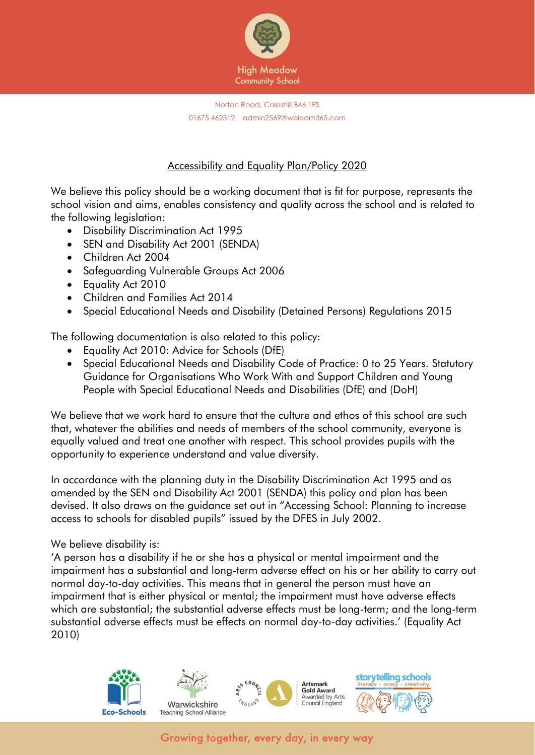High Meadow Community School

Norton Road, Coleshill B46 1ES
01675 462312 admin2569@welearn365.com

# Accessibility and Equality Plan/Policy 2020

We believe this policy should be a working document that is fit for purpose, represents the school vision and aims, enables consistency and quality across the school and is related to the following legislation:

- Disability Discrimination Act 1995
- SEN and Disability Act 2001 (SENDA)
- Children Act 2004
- Safeguarding Vulnerable Groups Act 2006
- Equality Act 2010
- Children and Families Act 2014
- Special Educational Needs and Disability (Detained Persons) Regulations 2015

The following documentation is also related to this policy:

- Equality Act 2010: Advice for Schools (DfE)
- Special Educational Needs and Disability Code of Practice: 0 to 25 Years. Statutory Guidance for Organisations Who Work With and Support Children and Young People with Special Educational Needs and Disabilities (DfE) and (DoH)

We believe that we work hard to ensure that the culture and ethos of this school are such that, whatever the abilities and needs of members of the school community, everyone is equally valued and treat one another with respect. This school provides pupils with the opportunity to experience understand and value diversity.

In accordance with the planning duty in the Disability Discrimination Act 1995 and as amended by the SEN and Disability Act 2001 (SENDA) this policy and plan has been devised. It also draws on the guidance set out in "Accessing School: Planning to increase access to schools for disabled pupils" issued by the DFES in July 2002.

We believe disability is:
'A person has a disability if he or she has a physical or mental impairment and the impairment has a substantial and long-term adverse effect on his or her ability to carry out normal day-to-day activities. This means that in general the person must have an impairment that is either physical or mental; the impairment must have adverse effects which are substantial; the substantial adverse effects must be long-term; and the long-term substantial adverse effects must be effects on normal day-to-day activities.' (Equality Act 2010)

Growing together, every day, in every way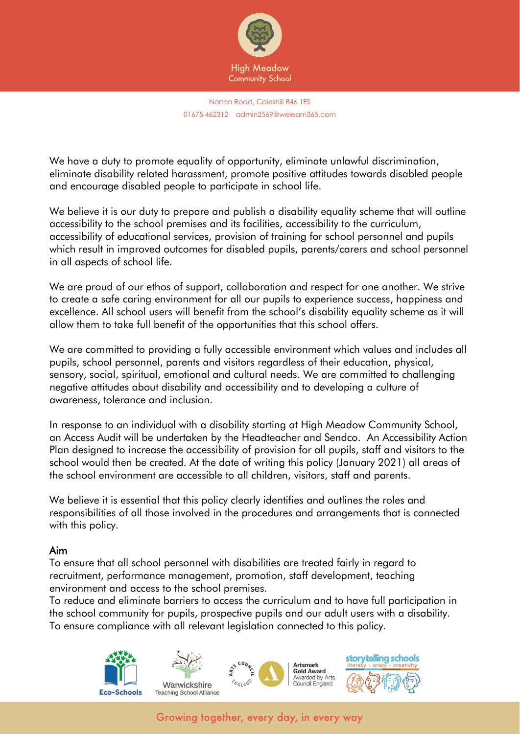We have a duty to promote equality of opportunity, eliminate unlawful discrimination, eliminate disability related harassment, promote positive attitudes towards disabled people and encourage disabled people to participate in school life.

We believe it is our duty to prepare and publish a disability equality scheme that will outline accessibility to the school premises and its facilities, accessibility to the curriculum, accessibility of educational services, provision of training for school personnel and pupils which result in improved outcomes for disabled pupils, parents/carers and school personnel in all aspects of school life.

We are proud of our ethos of support, collaboration and respect for one another. We strive to create a safe caring environment for all our pupils to experience success, happiness and excellence. All school users will benefit from the school's disability equality scheme as it will allow them to take full benefit of the opportunities that this school offers.

We are committed to providing a fully accessible environment which values and includes all pupils, school personnel, parents and visitors regardless of their education, physical, sensory, social, spiritual, emotional and cultural needs. We are committed to challenging negative attitudes about disability and accessibility and to developing a culture of awareness, tolerance and inclusion.

In response to an individual with a disability starting at High Meadow Community School, an Access Audit will be undertaken by the Headteacher and Sendco. An Accessibility Action Plan designed to increase the accessibility of provision for all pupils, staff and visitors to the school would then be created. At the date of writing this policy (January 2021) all areas of the school environment are accessible to all children, visitors, staff and parents.

We believe it is essential that this policy clearly identifies and outlines the roles and responsibilities of all those involved in the procedures and arrangements that is connected with this policy.

## Aim

To ensure that all school personnel with disabilities are treated fairly in regard to recruitment, performance management, promotion, staff development, teaching environment and access to the school premises.
To reduce and eliminate barriers to access the curriculum and to have full participation in the school community for pupils, prospective pupils and our adult users with a disability.
To ensure compliance with all relevant legislation connected to this policy.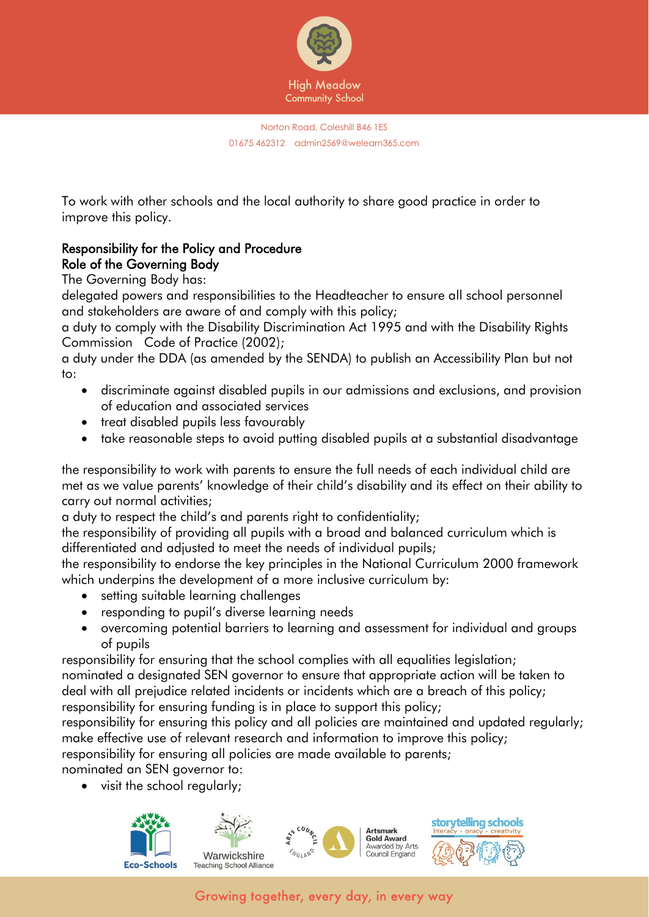To work with other schools and the local authority to share good practice in order to improve this policy.

## Responsibility for the Policy and Procedure

### Role of the Governing Body

The Governing Body has:

delegated powers and responsibilities to the Headteacher to ensure all school personnel and stakeholders are aware of and comply with this policy;

a duty to comply with the Disability Discrimination Act 1995 and with the Disability Rights Commission  Code of Practice (2002);

a duty under the DDA (as amended by the SENDA) to publish an Accessibility Plan but not to:

- discriminate against disabled pupils in our admissions and exclusions, and provision of education and associated services
- treat disabled pupils less favourably
- take reasonable steps to avoid putting disabled pupils at a substantial disadvantage

the responsibility to work with parents to ensure the full needs of each individual child are met as we value parents' knowledge of their child's disability and its effect on their ability to carry out normal activities;

a duty to respect the child's and parents right to confidentiality;

the responsibility of providing all pupils with a broad and balanced curriculum which is differentiated and adjusted to meet the needs of individual pupils;

the responsibility to endorse the key principles in the National Curriculum 2000 framework which underpins the development of a more inclusive curriculum by:

- setting suitable learning challenges
- responding to pupil's diverse learning needs
- overcoming potential barriers to learning and assessment for individual and groups of pupils

responsibility for ensuring that the school complies with all equalities legislation;

nominated a designated SEN governor to ensure that appropriate action will be taken to deal with all prejudice related incidents or incidents which are a breach of this policy;

responsibility for ensuring funding is in place to support this policy;

responsibility for ensuring this policy and all policies are maintained and updated regularly;

make effective use of relevant research and information to improve this policy;

responsibility for ensuring all policies are made available to parents;

nominated an SEN governor to:

- visit the school regularly;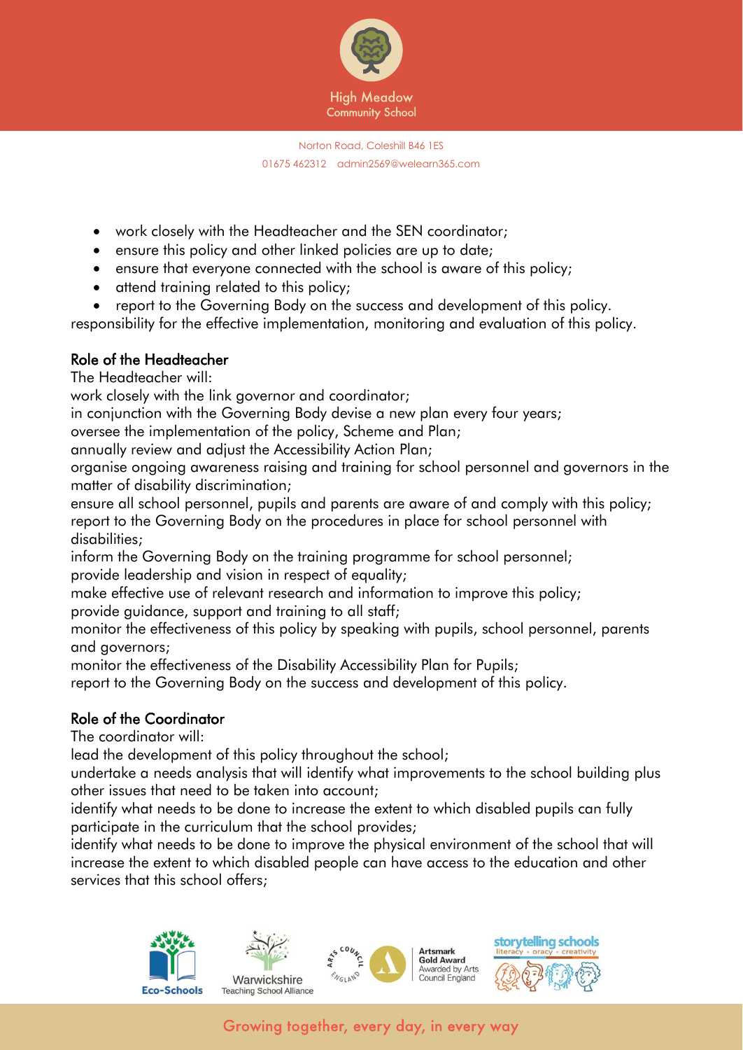- work closely with the Headteacher and the SEN coordinator;
- ensure this policy and other linked policies are up to date;
- ensure that everyone connected with the school is aware of this policy;
- attend training related to this policy;
- report to the Governing Body on the success and development of this policy.

responsibility for the effective implementation, monitoring and evaluation of this policy.

## Role of the Headteacher

The Headteacher will:

work closely with the link governor and coordinator;

in conjunction with the Governing Body devise a new plan every four years;

oversee the implementation of the policy, Scheme and Plan;

annually review and adjust the Accessibility Action Plan;

organise ongoing awareness raising and training for school personnel and governors in the matter of disability discrimination;

ensure all school personnel, pupils and parents are aware of and comply with this policy;

report to the Governing Body on the procedures in place for school personnel with disabilities;

inform the Governing Body on the training programme for school personnel;

provide leadership and vision in respect of equality;

make effective use of relevant research and information to improve this policy;

provide guidance, support and training to all staff;

monitor the effectiveness of this policy by speaking with pupils, school personnel, parents and governors;

monitor the effectiveness of the Disability Accessibility Plan for Pupils;

report to the Governing Body on the success and development of this policy.

## Role of the Coordinator

The coordinator will:

lead the development of this policy throughout the school;

undertake a needs analysis that will identify what improvements to the school building plus other issues that need to be taken into account;

identify what needs to be done to increase the extent to which disabled pupils can fully participate in the curriculum that the school provides;

identify what needs to be done to improve the physical environment of the school that will increase the extent to which disabled people can have access to the education and other services that this school offers;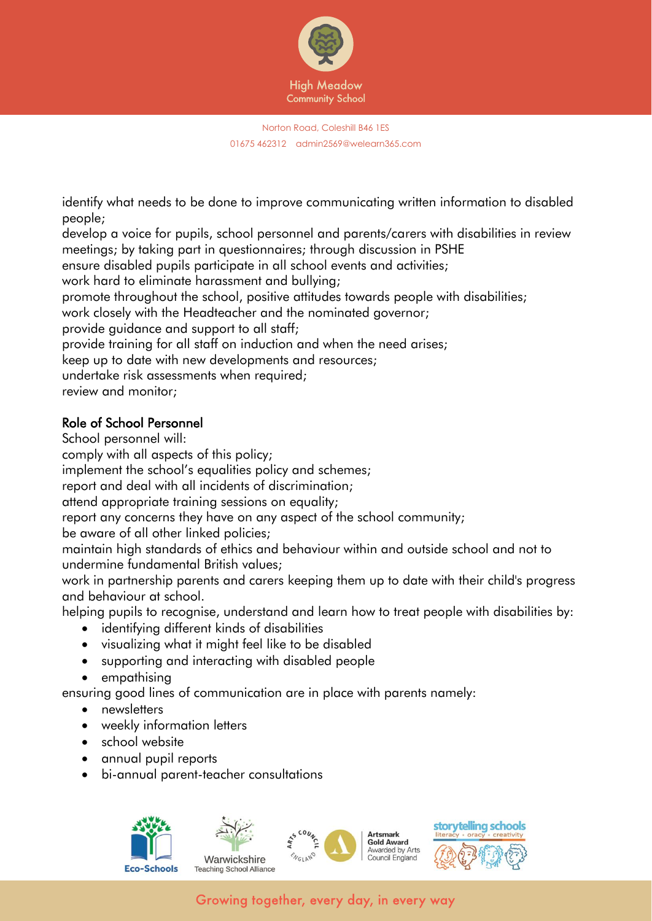identify what needs to be done to improve communicating written information to disabled people;
develop a voice for pupils, school personnel and parents/carers with disabilities in review meetings; by taking part in questionnaires; through discussion in PSHE
ensure disabled pupils participate in all school events and activities;
work hard to eliminate harassment and bullying;
promote throughout the school, positive attitudes towards people with disabilities;
work closely with the Headteacher and the nominated governor;
provide guidance and support to all staff;
provide training for all staff on induction and when the need arises;
keep up to date with new developments and resources;
undertake risk assessments when required;
review and monitor;

## Role of School Personnel

School personnel will:
comply with all aspects of this policy;
implement the school's equalities policy and schemes;
report and deal with all incidents of discrimination;
attend appropriate training sessions on equality;
report any concerns they have on any aspect of the school community;
be aware of all other linked policies;
maintain high standards of ethics and behaviour within and outside school and not to undermine fundamental British values;
work in partnership parents and carers keeping them up to date with their child's progress and behaviour at school.
helping pupils to recognise, understand and learn how to treat people with disabilities by:

- identifying different kinds of disabilities
- visualizing what it might feel like to be disabled
- supporting and interacting with disabled people
- empathising

ensuring good lines of communication are in place with parents namely:

- newsletters
- weekly information letters
- school website
- annual pupil reports
- bi-annual parent-teacher consultations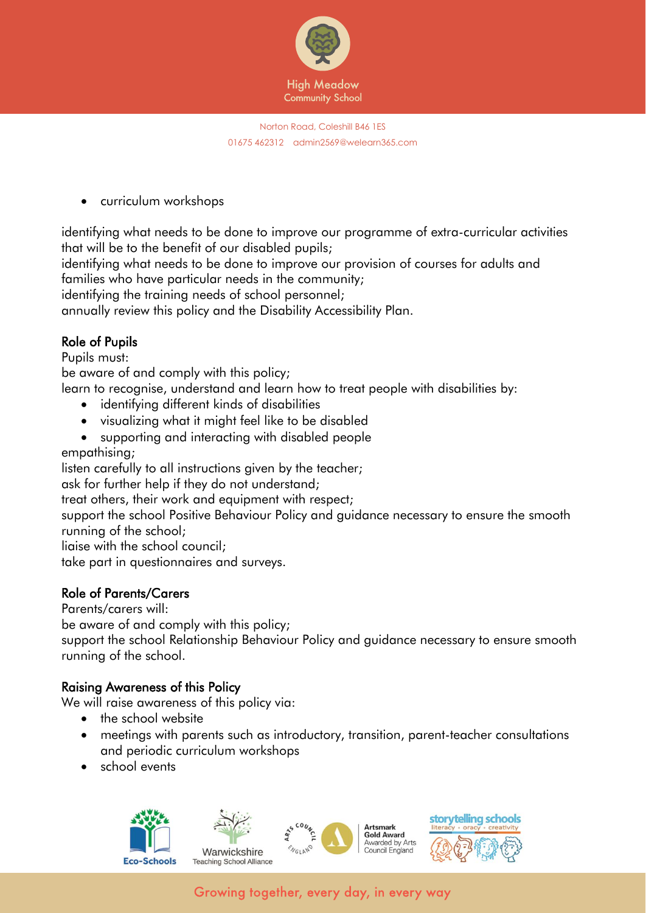- curriculum workshops

identifying what needs to be done to improve our programme of extra-curricular activities that will be to the benefit of our disabled pupils;
identifying what needs to be done to improve our provision of courses for adults and families who have particular needs in the community;
identifying the training needs of school personnel;
annually review this policy and the Disability Accessibility Plan.

## Role of Pupils

Pupils must:
be aware of and comply with this policy;
learn to recognise, understand and learn how to treat people with disabilities by:

- identifying different kinds of disabilities
- visualizing what it might feel like to be disabled
- supporting and interacting with disabled people

empathising;
listen carefully to all instructions given by the teacher;
ask for further help if they do not understand;
treat others, their work and equipment with respect;
support the school Positive Behaviour Policy and guidance necessary to ensure the smooth running of the school;
liaise with the school council;
take part in questionnaires and surveys.

## Role of Parents/Carers

Parents/carers will:
be aware of and comply with this policy;
support the school Relationship Behaviour Policy and guidance necessary to ensure smooth running of the school.

## Raising Awareness of this Policy

We will raise awareness of this policy via:

- the school website
- meetings with parents such as introductory, transition, parent-teacher consultations and periodic curriculum workshops
- school events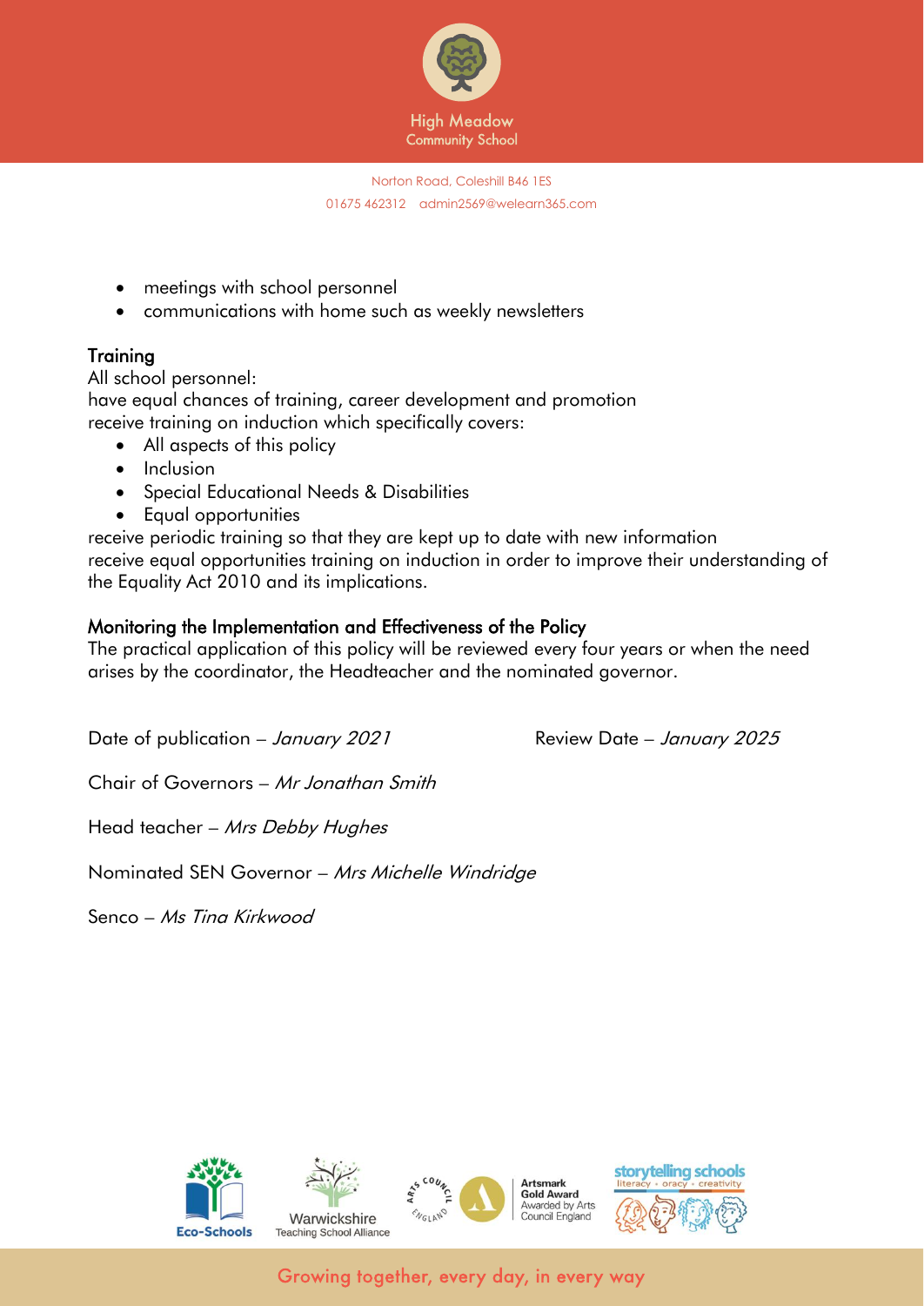- meetings with school personnel
- communications with home such as weekly newsletters

## Training

All school personnel:
have equal chances of training, career development and promotion
receive training on induction which specifically covers:

- All aspects of this policy
- Inclusion
- Special Educational Needs & Disabilities
- Equal opportunities

receive periodic training so that they are kept up to date with new information
receive equal opportunities training on induction in order to improve their understanding of the Equality Act 2010 and its implications.

## Monitoring the Implementation and Effectiveness of the Policy

The practical application of this policy will be reviewed every four years or when the need arises by the coordinator, the Headteacher and the nominated governor.

Date of publication – *January 2021*    Review Date – *January 2025*

Chair of Governors – *Mr Jonathan Smith*

Head teacher – *Mrs Debby Hughes*

Nominated SEN Governor – *Mrs Michelle Windridge*

Senco – *Ms Tina Kirkwood*